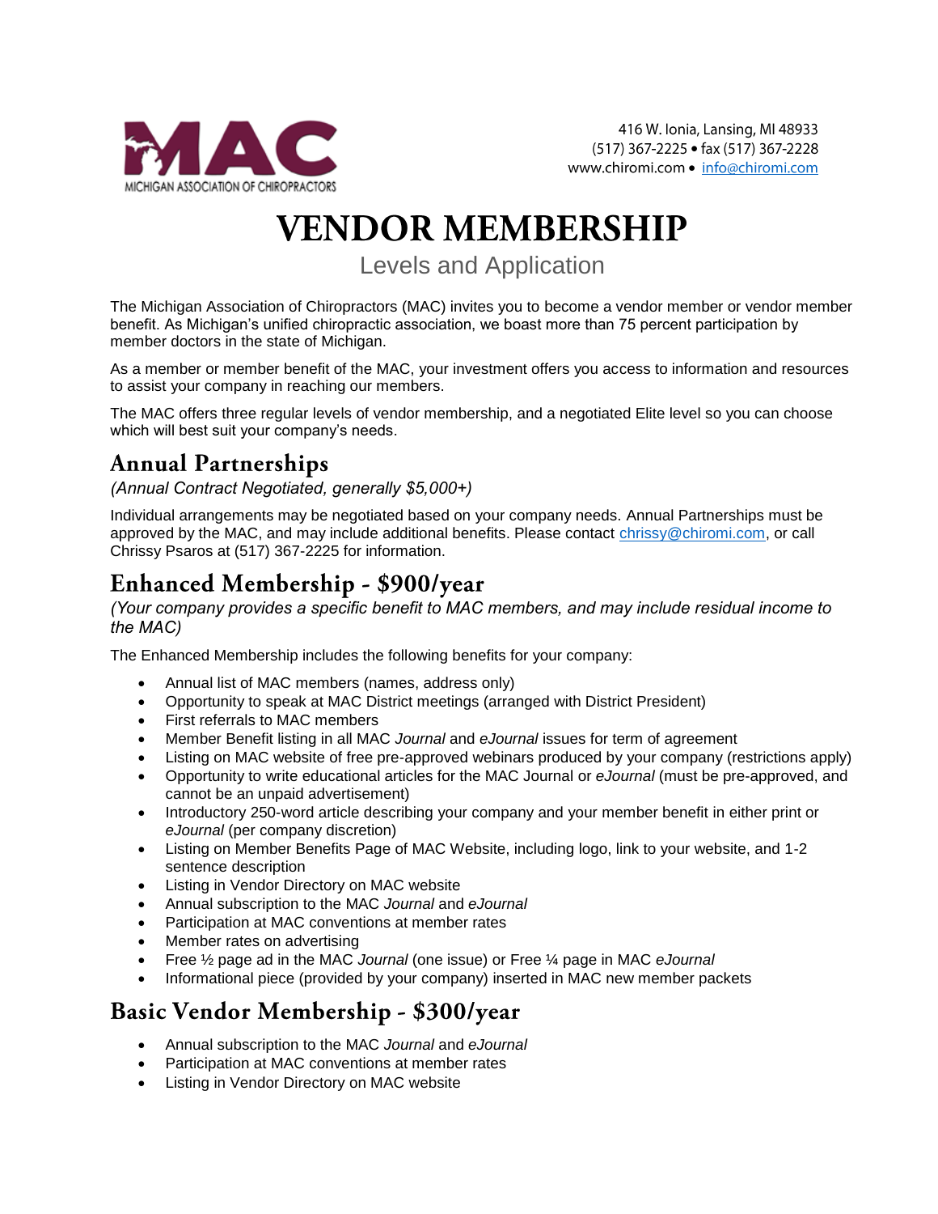MICHIGAN ASSOCIATION OF CHIROPRACTORS

416 W. Ionia, Lansing, MI 48933
(517) 367-2225 • fax (517) 367-2228
www.chiromi.com • info@chiromi.com

# VENDOR MEMBERSHIP

Levels and Application

The Michigan Association of Chiropractors (MAC) invites you to become a vendor member or vendor member benefit. As Michigan's unified chiropractic association, we boast more than 75 percent participation by member doctors in the state of Michigan.

As a member or member benefit of the MAC, your investment offers you access to information and resources to assist your company in reaching our members.

The MAC offers three regular levels of vendor membership, and a negotiated Elite level so you can choose which will best suit your company's needs.

## Annual Partnerships

*(Annual Contract Negotiated, generally $5,000+)*

Individual arrangements may be negotiated based on your company needs. Annual Partnerships must be approved by the MAC, and may include additional benefits. Please contact chrissy@chiromi.com, or call Chrissy Psaros at (517) 367-2225 for information.

## Enhanced Membership - $900/year

*(Your company provides a specific benefit to MAC members, and may include residual income to the MAC)*

The Enhanced Membership includes the following benefits for your company:

- Annual list of MAC members (names, address only)
- Opportunity to speak at MAC District meetings (arranged with District President)
- First referrals to MAC members
- Member Benefit listing in all MAC *Journal* and *eJournal* issues for term of agreement
- Listing on MAC website of free pre-approved webinars produced by your company (restrictions apply)
- Opportunity to write educational articles for the MAC Journal or *eJournal* (must be pre-approved, and cannot be an unpaid advertisement)
- Introductory 250-word article describing your company and your member benefit in either print or *eJournal* (per company discretion)
- Listing on Member Benefits Page of MAC Website, including logo, link to your website, and 1-2 sentence description
- Listing in Vendor Directory on MAC website
- Annual subscription to the MAC *Journal* and *eJournal*
- Participation at MAC conventions at member rates
- Member rates on advertising
- Free ½ page ad in the MAC *Journal* (one issue) or Free ¼ page in MAC *eJournal*
- Informational piece (provided by your company) inserted in MAC new member packets

## Basic Vendor Membership - $300/year

- Annual subscription to the MAC *Journal* and *eJournal*
- Participation at MAC conventions at member rates
- Listing in Vendor Directory on MAC website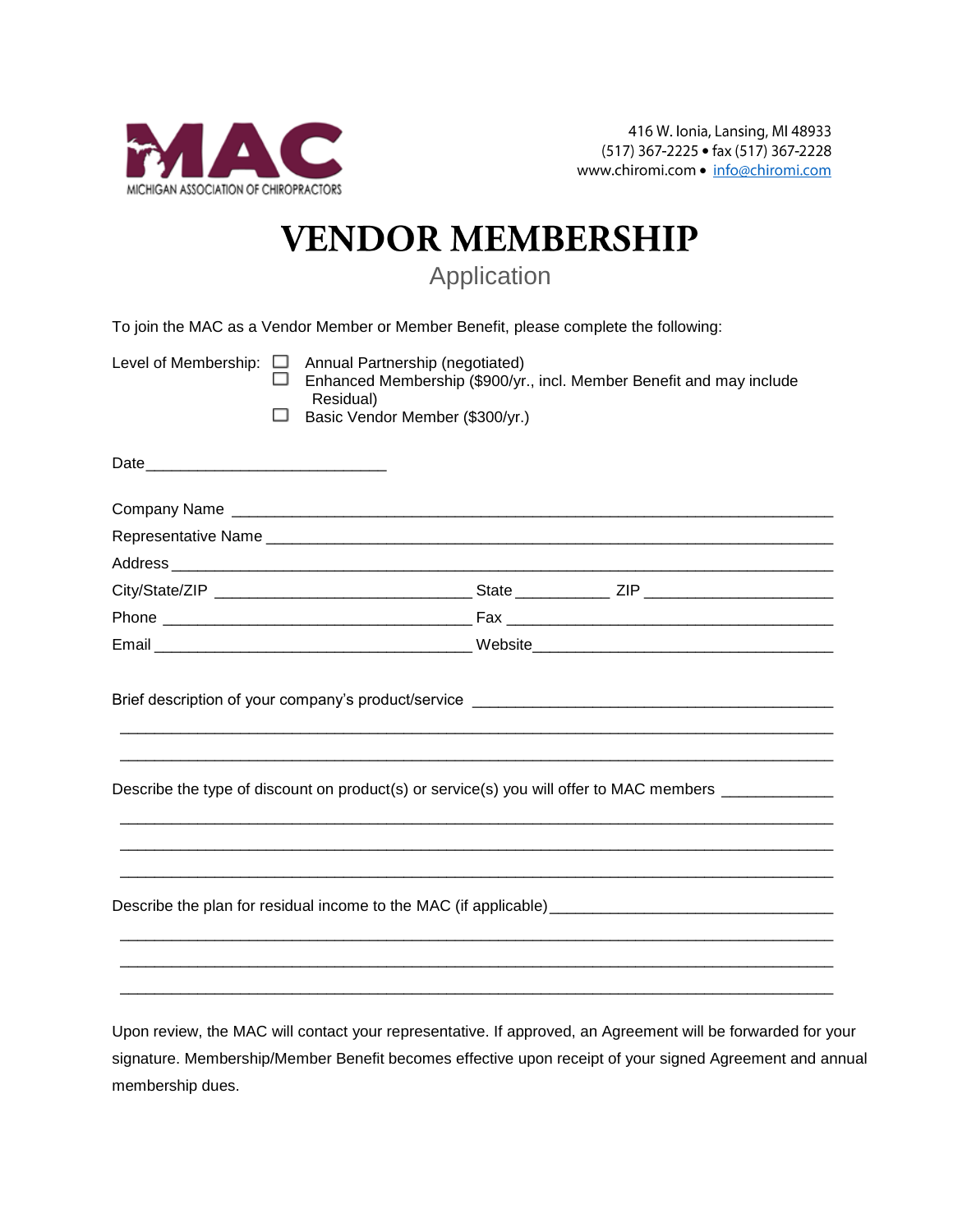MAC
MICHIGAN ASSOCIATION OF CHIROPRACTORS

416 W. Ionia, Lansing, MI 48933
(517) 367-2225 • fax (517) 367-2228
www.chiromi.com • info@chiromi.com

# VENDOR MEMBERSHIP

## Application

To join the MAC as a Vendor Member or Member Benefit, please complete the following:

Level of Membership:
- ☐ Annual Partnership (negotiated)
- ☐ Enhanced Membership ($900/yr., incl. Member Benefit and may include Residual)
- ☐ Basic Vendor Member ($300/yr.)

Date___________________________

Company Name ____________________________________________________________________

Representative Name ______________________________________________________________

Address __________________________________________________________________________

City/State/ZIP _____________________________ State ___________ ZIP _____________________

Phone ___________________________________ Fax _____________________________________

Email ___________________________________ Website____________________________________

Brief description of your company's product/service ________________________________________

_________________________________________________________________________________

_________________________________________________________________________________

Describe the type of discount on product(s) or service(s) you will offer to MAC members ____________

_________________________________________________________________________________

_________________________________________________________________________________

_________________________________________________________________________________

Describe the plan for residual income to the MAC (if applicable)________________________________

_________________________________________________________________________________

_________________________________________________________________________________

_________________________________________________________________________________

Upon review, the MAC will contact your representative. If approved, an Agreement will be forwarded for your signature. Membership/Member Benefit becomes effective upon receipt of your signed Agreement and annual membership dues.